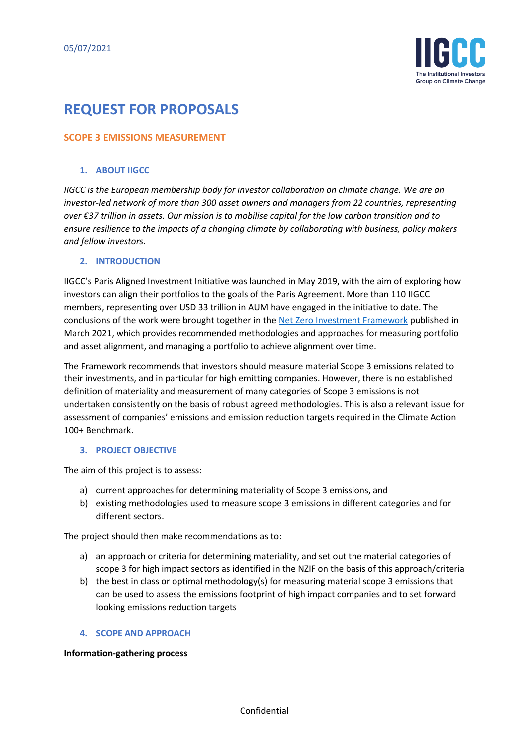05/07/2021

# REQUEST FOR PROPOSALS

## SCOPE 3 EMISSIONS MEASUREMENT

### 1. ABOUT IIGCC

*IIGCC is the European membership body for investor collaboration on climate change. We are an investor-led network of more than 300 asset owners and managers from 22 countries, representing over €37 trillion in assets. Our mission is to mobilise capital for the low carbon transition and to ensure resilience to the impacts of a changing climate by collaborating with business, policy makers and fellow investors.*

### 2. INTRODUCTION

IIGCC's Paris Aligned Investment Initiative was launched in May 2019, with the aim of exploring how investors can align their portfolios to the goals of the Paris Agreement. More than 110 IIGCC members, representing over USD 33 trillion in AUM have engaged in the initiative to date. The conclusions of the work were brought together in the Net Zero Investment Framework published in March 2021, which provides recommended methodologies and approaches for measuring portfolio and asset alignment, and managing a portfolio to achieve alignment over time.

The Framework recommends that investors should measure material Scope 3 emissions related to their investments, and in particular for high emitting companies. However, there is no established definition of materiality and measurement of many categories of Scope 3 emissions is not undertaken consistently on the basis of robust agreed methodologies. This is also a relevant issue for assessment of companies' emissions and emission reduction targets required in the Climate Action 100+ Benchmark.

### 3. PROJECT OBJECTIVE

The aim of this project is to assess:

a) current approaches for determining materiality of Scope 3 emissions, and
b) existing methodologies used to measure scope 3 emissions in different categories and for different sectors.

The project should then make recommendations as to:

a) an approach or criteria for determining materiality, and set out the material categories of scope 3 for high impact sectors as identified in the NZIF on the basis of this approach/criteria
b) the best in class or optimal methodology(s) for measuring material scope 3 emissions that can be used to assess the emissions footprint of high impact companies and to set forward looking emissions reduction targets

### 4. SCOPE AND APPROACH

**Information-gathering process**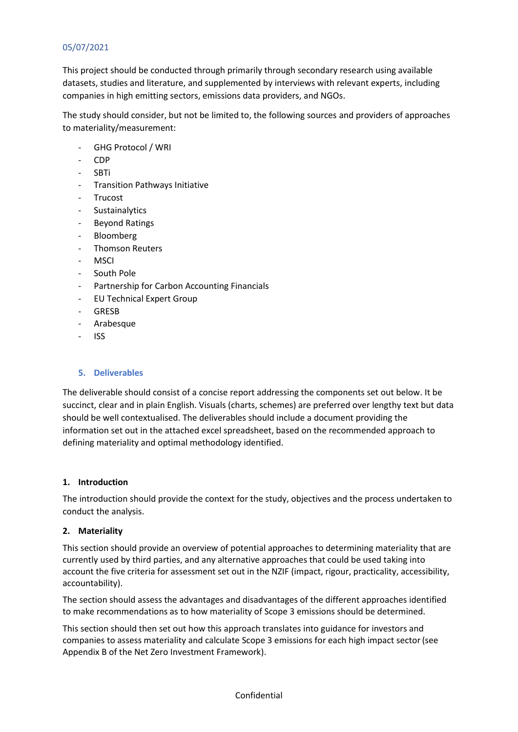05/07/2021

This project should be conducted through primarily through secondary research using available datasets, studies and literature, and supplemented by interviews with relevant experts, including companies in high emitting sectors, emissions data providers, and NGOs.

The study should consider, but not be limited to, the following sources and providers of approaches to materiality/measurement:

- GHG Protocol / WRI
- CDP
- SBTi
- Transition Pathways Initiative
- Trucost
- Sustainalytics
- Beyond Ratings
- Bloomberg
- Thomson Reuters
- MSCI
- South Pole
- Partnership for Carbon Accounting Financials
- EU Technical Expert Group
- GRESB
- Arabesque
- ISS

## 5. Deliverables

The deliverable should consist of a concise report addressing the components set out below. It be succinct, clear and in plain English. Visuals (charts, schemes) are preferred over lengthy text but data should be well contextualised. The deliverables should include a document providing the information set out in the attached excel spreadsheet, based on the recommended approach to defining materiality and optimal methodology identified.

### 1. Introduction

The introduction should provide the context for the study, objectives and the process undertaken to conduct the analysis.

### 2. Materiality

This section should provide an overview of potential approaches to determining materiality that are currently used by third parties, and any alternative approaches that could be used taking into account the five criteria for assessment set out in the NZIF (impact, rigour, practicality, accessibility, accountability).

The section should assess the advantages and disadvantages of the different approaches identified to make recommendations as to how materiality of Scope 3 emissions should be determined.

This section should then set out how this approach translates into guidance for investors and companies to assess materiality and calculate Scope 3 emissions for each high impact sector (see Appendix B of the Net Zero Investment Framework).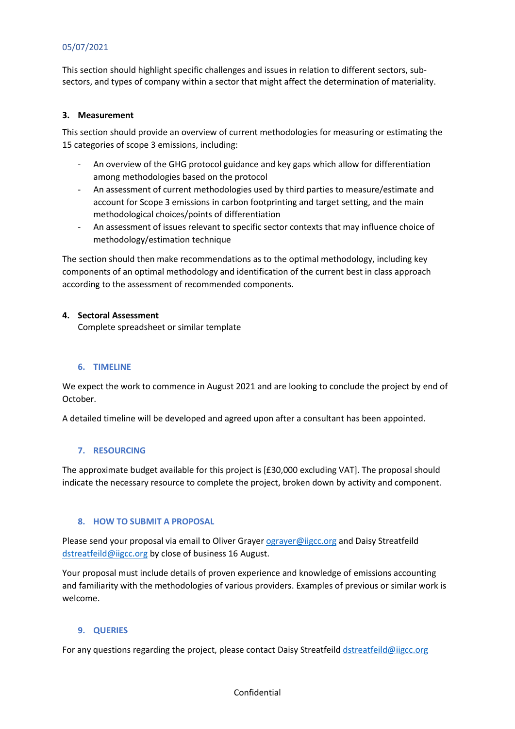05/07/2021

This section should highlight specific challenges and issues in relation to different sectors, sub-sectors, and types of company within a sector that might affect the determination of materiality.

**3. Measurement**

This section should provide an overview of current methodologies for measuring or estimating the 15 categories of scope 3 emissions, including:

- An overview of the GHG protocol guidance and key gaps which allow for differentiation among methodologies based on the protocol
- An assessment of current methodologies used by third parties to measure/estimate and account for Scope 3 emissions in carbon footprinting and target setting, and the main methodological choices/points of differentiation
- An assessment of issues relevant to specific sector contexts that may influence choice of methodology/estimation technique

The section should then make recommendations as to the optimal methodology, including key components of an optimal methodology and identification of the current best in class approach according to the assessment of recommended components.

**4. Sectoral Assessment**

Complete spreadsheet or similar template

## 6. TIMELINE

We expect the work to commence in August 2021 and are looking to conclude the project by end of October.

A detailed timeline will be developed and agreed upon after a consultant has been appointed.

## 7. RESOURCING

The approximate budget available for this project is [£30,000 excluding VAT]. The proposal should indicate the necessary resource to complete the project, broken down by activity and component.

## 8. HOW TO SUBMIT A PROPOSAL

Please send your proposal via email to Oliver Grayer ograyer@iigcc.org and Daisy Streatfeild dstreatfeild@iigcc.org by close of business 16 August.

Your proposal must include details of proven experience and knowledge of emissions accounting and familiarity with the methodologies of various providers. Examples of previous or similar work is welcome.

## 9. QUERIES

For any questions regarding the project, please contact Daisy Streatfeild dstreatfeild@iigcc.org

Confidential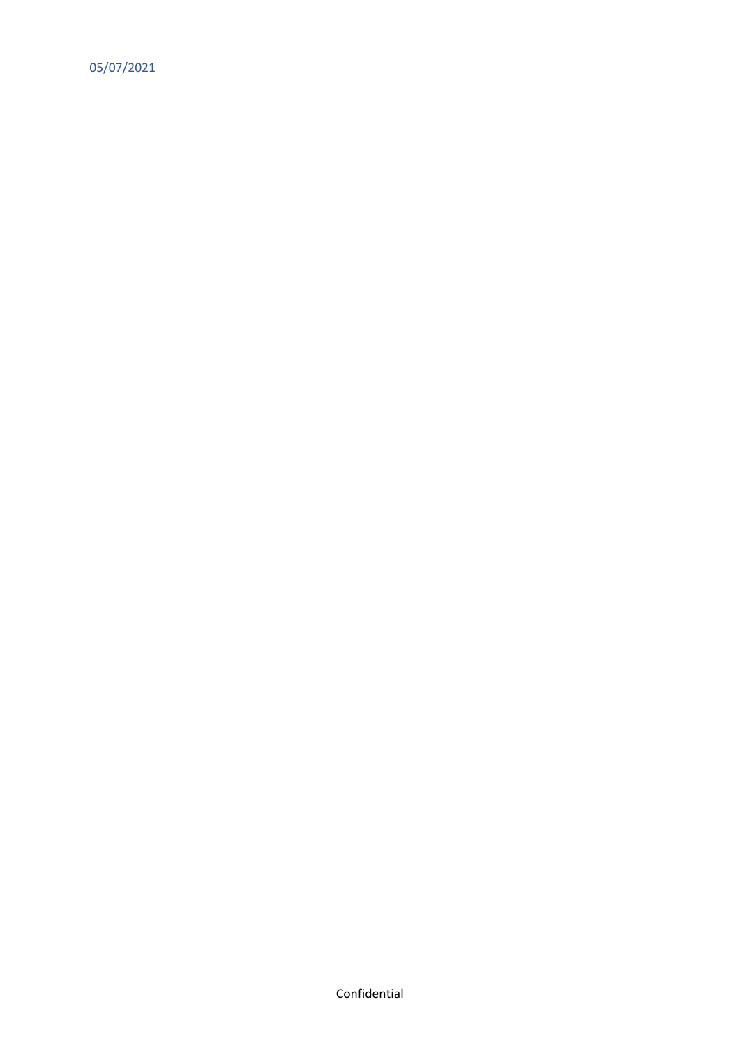05/07/2021